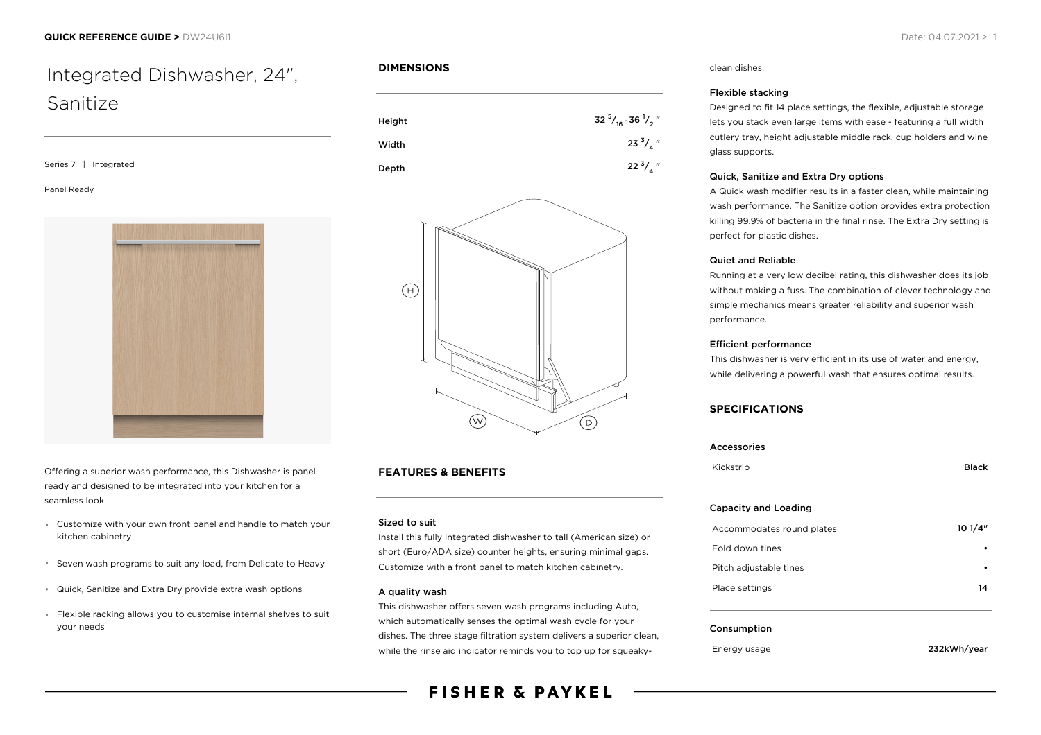# Integrated Dishwasher, 24", Sanitize

Series 7 | Integrated

Panel Ready

Offering a superior wash performance, this Dishwasher is panel ready and designed to be integrated into your kitchen for a seamless look.

- Customize with your own front panel and handle to match your kitchen cabinetry
- Seven wash programs to suit any load, from Delicate to Heavy
- Quick, Sanitize and Extra Dry provide extra wash options
- Flexible racking allows you to customise internal shelves to suit your needs

## DIMENSIONS

| | |
|---|---|
| Height | 32 5/16 - 36 1/2 " |
| Width | 23 3/4 " |
| Depth | 22 3/4 " |

## FEATURES & BENEFITS

### Sized to suit

Install this fully integrated dishwasher to tall (American size) or short (Euro/ADA size) counter heights, ensuring minimal gaps. Customize with a front panel to match kitchen cabinetry.

### A quality wash

This dishwasher offers seven wash programs including Auto, which automatically senses the optimal wash cycle for your dishes. The three stage filtration system delivers a superior clean, while the rinse aid indicator reminds you to top up for squeaky-clean dishes.

### Flexible stacking

Designed to fit 14 place settings, the flexible, adjustable storage lets you stack even large items with ease - featuring a full width cutlery tray, height adjustable middle rack, cup holders and wine glass supports.

### Quick, Sanitize and Extra Dry options

A Quick wash modifier results in a faster clean, while maintaining wash performance. The Sanitize option provides extra protection killing 99.9% of bacteria in the final rinse. The Extra Dry setting is perfect for plastic dishes.

### Quiet and Reliable

Running at a very low decibel rating, this dishwasher does its job without making a fuss. The combination of clever technology and simple mechanics means greater reliability and superior wash performance.

### Efficient performance

This dishwasher is very efficient in its use of water and energy, while delivering a powerful wash that ensures optimal results.

## SPECIFICATIONS

### Accessories

| | |
|---|---|
| Kickstrip | Black |

### Capacity and Loading

| | |
|---|---|
| Accommodates round plates | 10 1/4" |
| Fold down tines | • |
| Pitch adjustable tines | • |
| Place settings | 14 |

### Consumption

| | |
|---|---|
| Energy usage | 232kWh/year |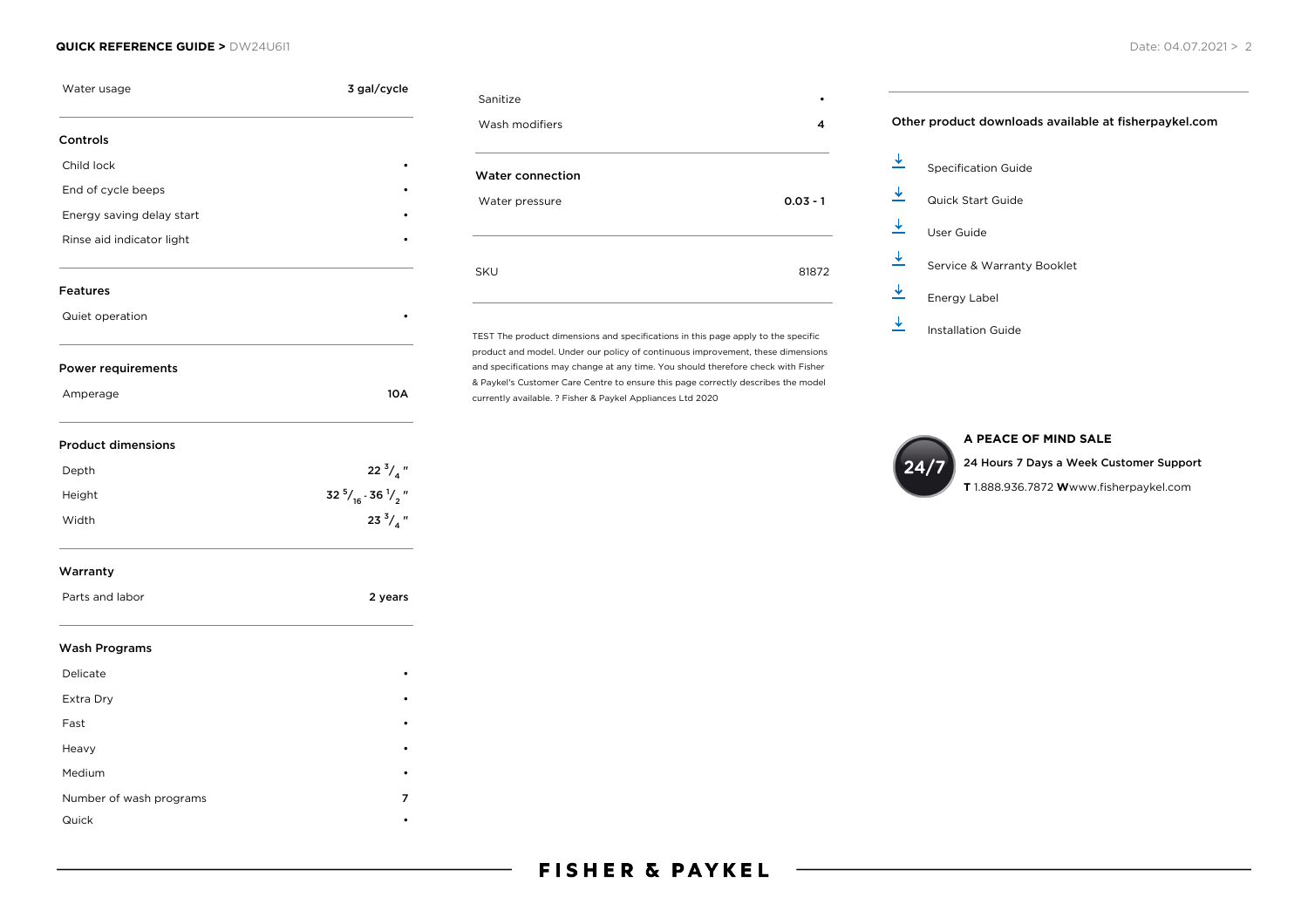| | |
|---|---|
| Water usage | 3 gal/cycle |

## Controls

| | |
|---|---|
| Child lock | • |
| End of cycle beeps | • |
| Energy saving delay start | • |
| Rinse aid indicator light | • |

## Features

| | |
|---|---|
| Quiet operation | • |

## Power requirements

| | |
|---|---|
| Amperage | 10A |

## Product dimensions

| | |
|---|---|
| Depth | 22 3/4" |
| Height | 32 5/16 - 36 1/2" |
| Width | 23 3/4" |

## Warranty

| | |
|---|---|
| Parts and labor | 2 years |

## Wash Programs

| | |
|---|---|
| Delicate | • |
| Extra Dry | • |
| Fast | • |
| Heavy | • |
| Medium | • |
| Number of wash programs | 7 |
| Quick | • |
| Sanitize | • |
| Wash modifiers | 4 |

## Water connection

| | |
|---|---|
| Water pressure | 0.03 - 1 |

| | |
|---|---|
| SKU | 81872 |

TEST The product dimensions and specifications in this page apply to the specific product and model. Under our policy of continuous improvement, these dimensions and specifications may change at any time. You should therefore check with Fisher & Paykel's Customer Care Centre to ensure this page correctly describes the model currently available. ? Fisher & Paykel Appliances Ltd 2020

**Other product downloads available at fisherpaykel.com**

- Specification Guide
- Quick Start Guide
- User Guide
- Service & Warranty Booklet
- Energy Label
- Installation Guide

24/7

**A PEACE OF MIND SALE**

**24 Hours 7 Days a Week Customer Support**

**T** 1.888.936.7872 **W**www.fisherpaykel.com

FISHER & PAYKEL